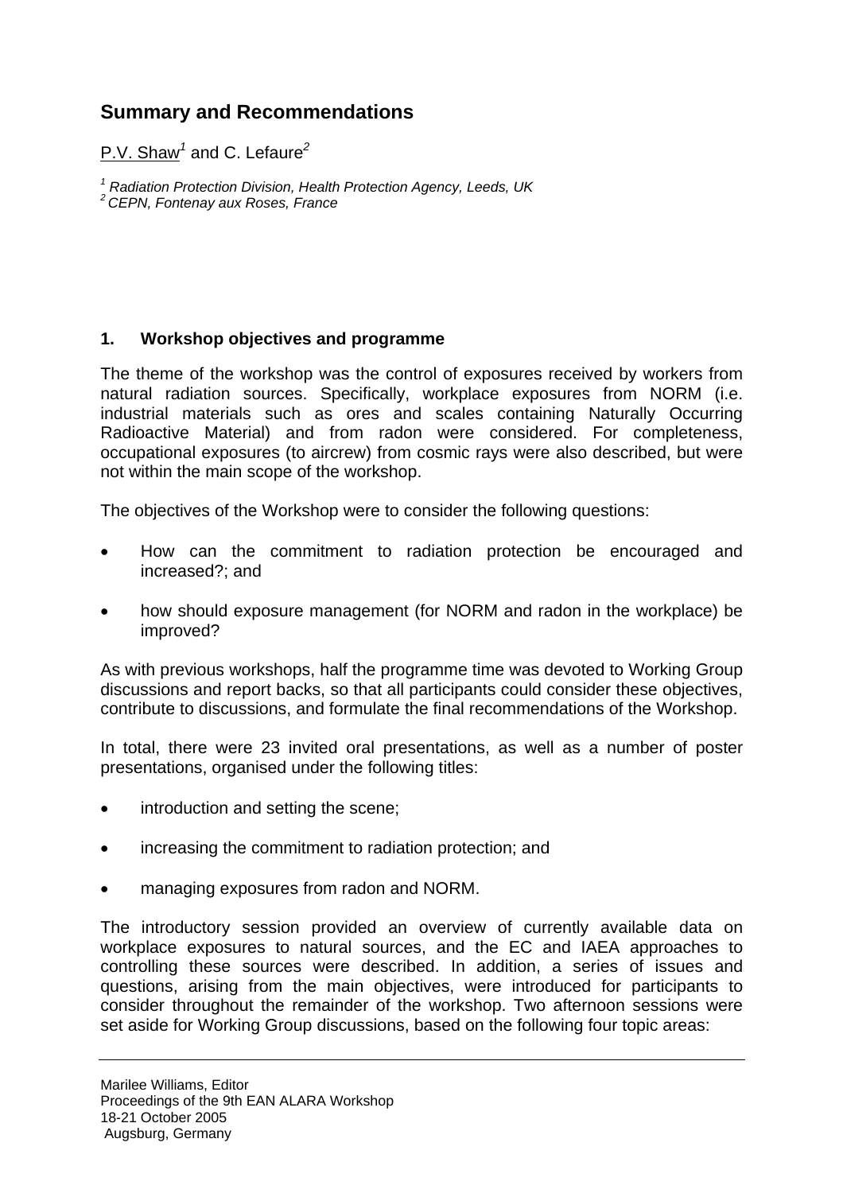# Summary and Recommendations

P.V. Shaw[1] and C. Lefaure[2]

[1] Radiation Protection Division, Health Protection Agency, Leeds, UK
[2] CEPN, Fontenay aux Roses, France

## 1. Workshop objectives and programme

The theme of the workshop was the control of exposures received by workers from natural radiation sources. Specifically, workplace exposures from NORM (i.e. industrial materials such as ores and scales containing Naturally Occurring Radioactive Material) and from radon were considered. For completeness, occupational exposures (to aircrew) from cosmic rays were also described, but were not within the main scope of the workshop.

The objectives of the Workshop were to consider the following questions:

- How can the commitment to radiation protection be encouraged and increased?; and
- how should exposure management (for NORM and radon in the workplace) be improved?

As with previous workshops, half the programme time was devoted to Working Group discussions and report backs, so that all participants could consider these objectives, contribute to discussions, and formulate the final recommendations of the Workshop.

In total, there were 23 invited oral presentations, as well as a number of poster presentations, organised under the following titles:

- introduction and setting the scene;
- increasing the commitment to radiation protection; and
- managing exposures from radon and NORM.

The introductory session provided an overview of currently available data on workplace exposures to natural sources, and the EC and IAEA approaches to controlling these sources were described. In addition, a series of issues and questions, arising from the main objectives, were introduced for participants to consider throughout the remainder of the workshop. Two afternoon sessions were set aside for Working Group discussions, based on the following four topic areas: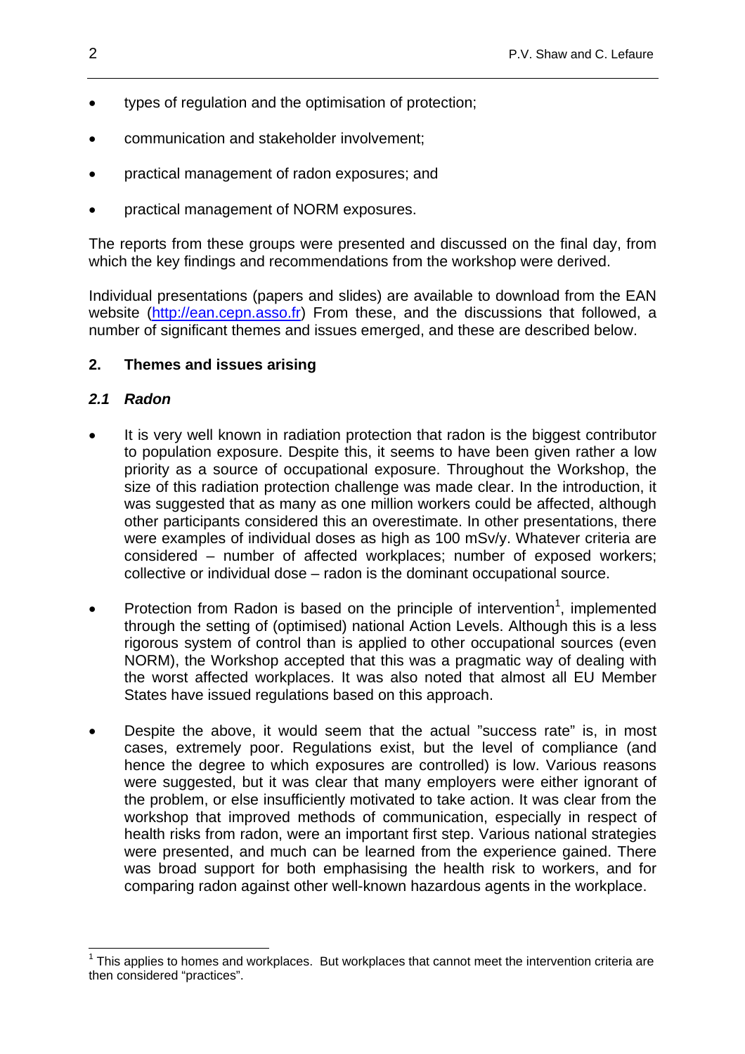- types of regulation and the optimisation of protection;
- communication and stakeholder involvement;
- practical management of radon exposures; and
- practical management of NORM exposures.

The reports from these groups were presented and discussed on the final day, from which the key findings and recommendations from the workshop were derived.

Individual presentations (papers and slides) are available to download from the EAN website (http://ean.cepn.asso.fr) From these, and the discussions that followed, a number of significant themes and issues emerged, and these are described below.

## 2. Themes and issues arising

### *2.1 Radon*

- It is very well known in radiation protection that radon is the biggest contributor to population exposure. Despite this, it seems to have been given rather a low priority as a source of occupational exposure. Throughout the Workshop, the size of this radiation protection challenge was made clear. In the introduction, it was suggested that as many as one million workers could be affected, although other participants considered this an overestimate. In other presentations, there were examples of individual doses as high as 100 mSv/y. Whatever criteria are considered – number of affected workplaces; number of exposed workers; collective or individual dose – radon is the dominant occupational source.
- Protection from Radon is based on the principle of intervention[1], implemented through the setting of (optimised) national Action Levels. Although this is a less rigorous system of control than is applied to other occupational sources (even NORM), the Workshop accepted that this was a pragmatic way of dealing with the worst affected workplaces. It was also noted that almost all EU Member States have issued regulations based on this approach.
- Despite the above, it would seem that the actual "success rate" is, in most cases, extremely poor. Regulations exist, but the level of compliance (and hence the degree to which exposures are controlled) is low. Various reasons were suggested, but it was clear that many employers were either ignorant of the problem, or else insufficiently motivated to take action. It was clear from the workshop that improved methods of communication, especially in respect of health risks from radon, were an important first step. Various national strategies were presented, and much can be learned from the experience gained. There was broad support for both emphasising the health risk to workers, and for comparing radon against other well-known hazardous agents in the workplace.

[1] This applies to homes and workplaces. But workplaces that cannot meet the intervention criteria are then considered "practices".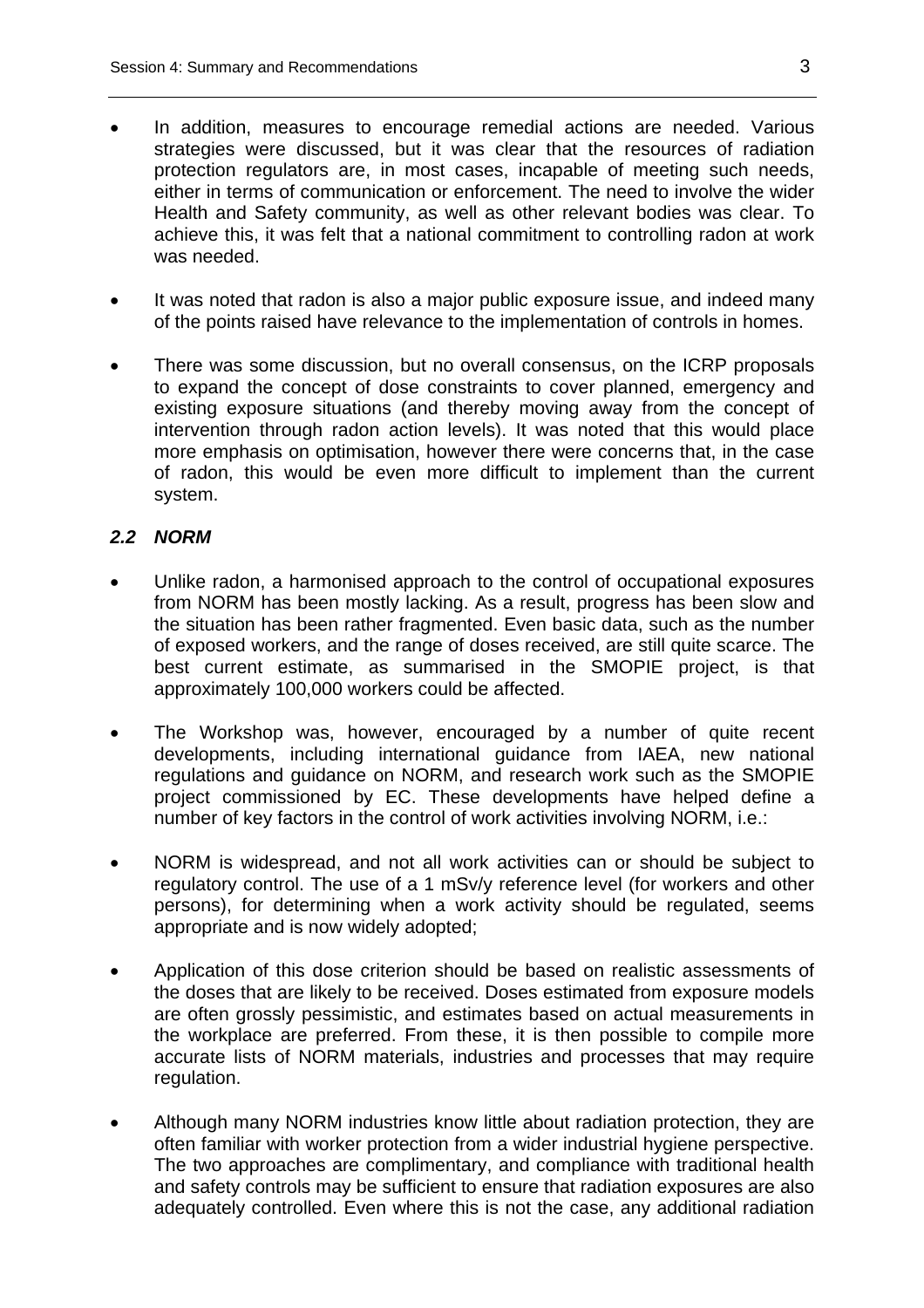- In addition, measures to encourage remedial actions are needed. Various strategies were discussed, but it was clear that the resources of radiation protection regulators are, in most cases, incapable of meeting such needs, either in terms of communication or enforcement. The need to involve the wider Health and Safety community, as well as other relevant bodies was clear. To achieve this, it was felt that a national commitment to controlling radon at work was needed.

- It was noted that radon is also a major public exposure issue, and indeed many of the points raised have relevance to the implementation of controls in homes.

- There was some discussion, but no overall consensus, on the ICRP proposals to expand the concept of dose constraints to cover planned, emergency and existing exposure situations (and thereby moving away from the concept of intervention through radon action levels). It was noted that this would place more emphasis on optimisation, however there were concerns that, in the case of radon, this would be even more difficult to implement than the current system.

### *2.2 NORM*

- Unlike radon, a harmonised approach to the control of occupational exposures from NORM has been mostly lacking. As a result, progress has been slow and the situation has been rather fragmented. Even basic data, such as the number of exposed workers, and the range of doses received, are still quite scarce. The best current estimate, as summarised in the SMOPIE project, is that approximately 100,000 workers could be affected.

- The Workshop was, however, encouraged by a number of quite recent developments, including international guidance from IAEA, new national regulations and guidance on NORM, and research work such as the SMOPIE project commissioned by EC. These developments have helped define a number of key factors in the control of work activities involving NORM, i.e.:

- NORM is widespread, and not all work activities can or should be subject to regulatory control. The use of a 1 mSv/y reference level (for workers and other persons), for determining when a work activity should be regulated, seems appropriate and is now widely adopted;

- Application of this dose criterion should be based on realistic assessments of the doses that are likely to be received. Doses estimated from exposure models are often grossly pessimistic, and estimates based on actual measurements in the workplace are preferred. From these, it is then possible to compile more accurate lists of NORM materials, industries and processes that may require regulation.

- Although many NORM industries know little about radiation protection, they are often familiar with worker protection from a wider industrial hygiene perspective. The two approaches are complimentary, and compliance with traditional health and safety controls may be sufficient to ensure that radiation exposures are also adequately controlled. Even where this is not the case, any additional radiation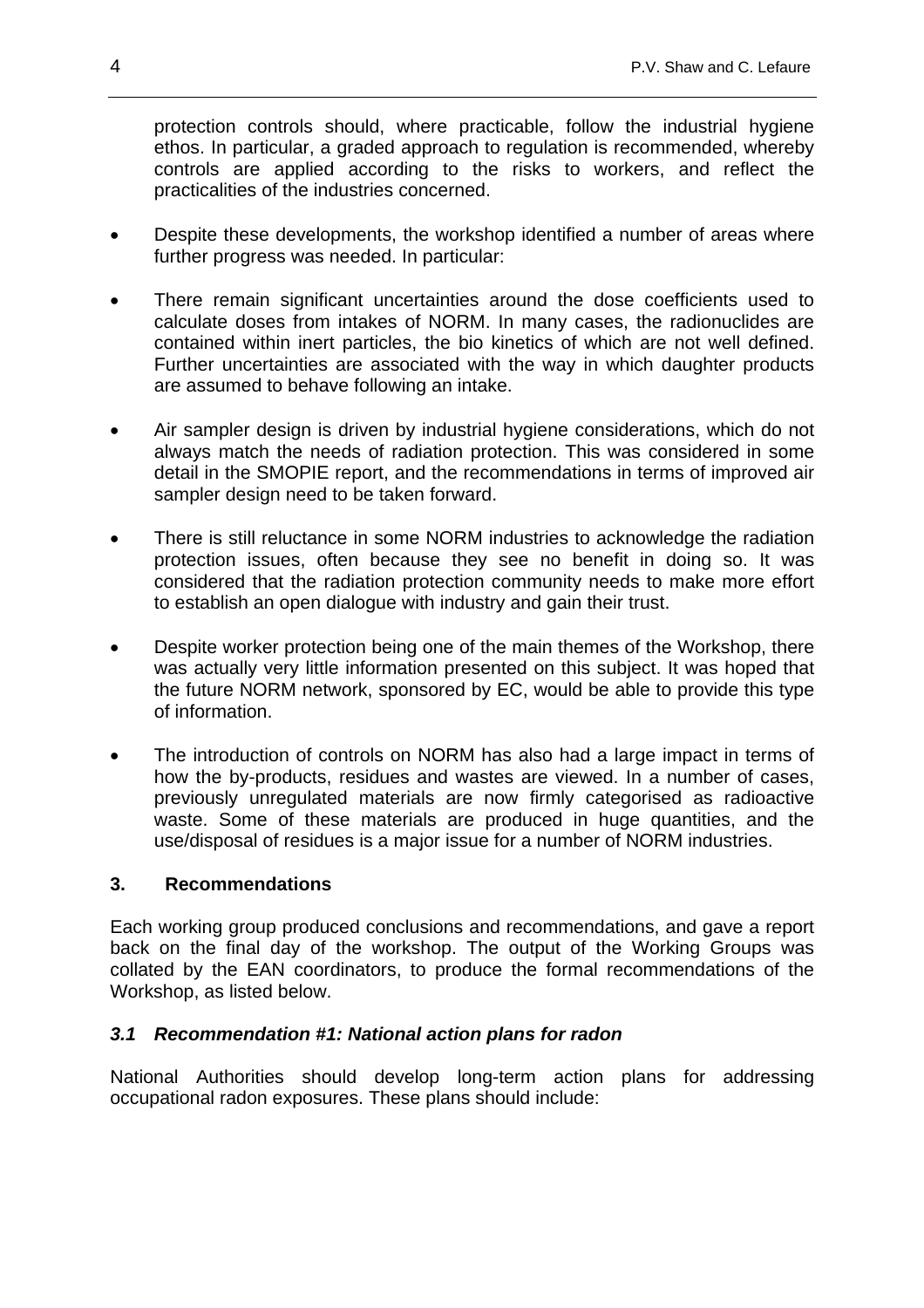protection controls should, where practicable, follow the industrial hygiene ethos. In particular, a graded approach to regulation is recommended, whereby controls are applied according to the risks to workers, and reflect the practicalities of the industries concerned.

- Despite these developments, the workshop identified a number of areas where further progress was needed. In particular:
- There remain significant uncertainties around the dose coefficients used to calculate doses from intakes of NORM. In many cases, the radionuclides are contained within inert particles, the bio kinetics of which are not well defined. Further uncertainties are associated with the way in which daughter products are assumed to behave following an intake.
- Air sampler design is driven by industrial hygiene considerations, which do not always match the needs of radiation protection. This was considered in some detail in the SMOPIE report, and the recommendations in terms of improved air sampler design need to be taken forward.
- There is still reluctance in some NORM industries to acknowledge the radiation protection issues, often because they see no benefit in doing so. It was considered that the radiation protection community needs to make more effort to establish an open dialogue with industry and gain their trust.
- Despite worker protection being one of the main themes of the Workshop, there was actually very little information presented on this subject. It was hoped that the future NORM network, sponsored by EC, would be able to provide this type of information.
- The introduction of controls on NORM has also had a large impact in terms of how the by-products, residues and wastes are viewed. In a number of cases, previously unregulated materials are now firmly categorised as radioactive waste. Some of these materials are produced in huge quantities, and the use/disposal of residues is a major issue for a number of NORM industries.

## 3. Recommendations

Each working group produced conclusions and recommendations, and gave a report back on the final day of the workshop. The output of the Working Groups was collated by the EAN coordinators, to produce the formal recommendations of the Workshop, as listed below.

### *3.1 Recommendation #1: National action plans for radon*

National Authorities should develop long-term action plans for addressing occupational radon exposures. These plans should include: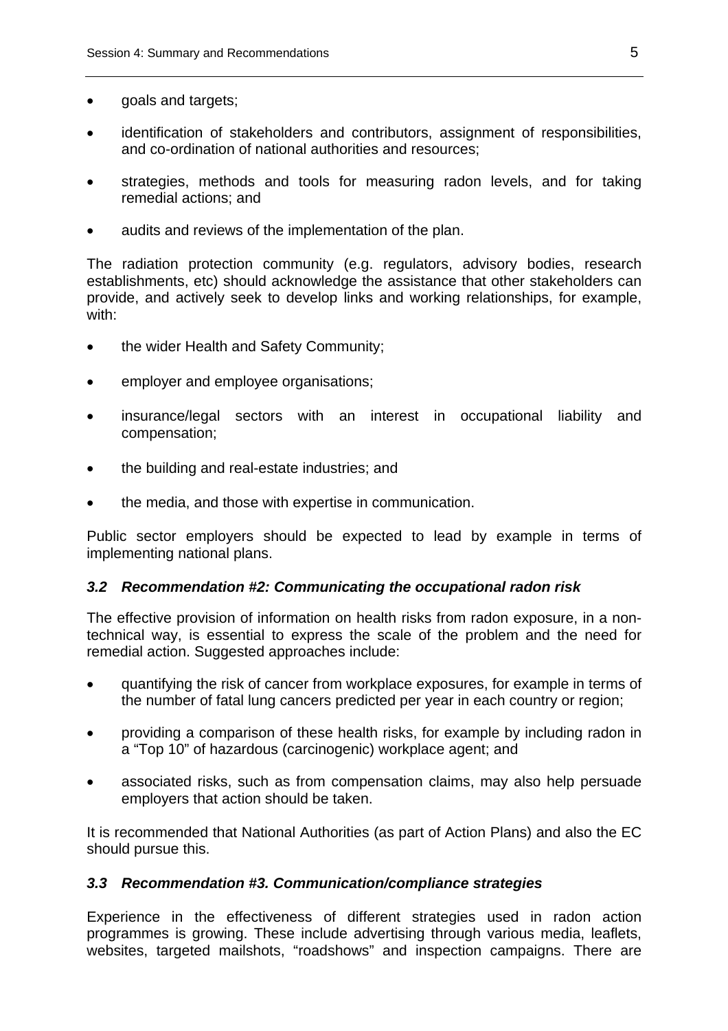- goals and targets;
- identification of stakeholders and contributors, assignment of responsibilities, and co-ordination of national authorities and resources;
- strategies, methods and tools for measuring radon levels, and for taking remedial actions; and
- audits and reviews of the implementation of the plan.

The radiation protection community (e.g. regulators, advisory bodies, research establishments, etc) should acknowledge the assistance that other stakeholders can provide, and actively seek to develop links and working relationships, for example, with:

- the wider Health and Safety Community;
- employer and employee organisations;
- insurance/legal sectors with an interest in occupational liability and compensation;
- the building and real-estate industries; and
- the media, and those with expertise in communication.

Public sector employers should be expected to lead by example in terms of implementing national plans.

### *3.2 Recommendation #2: Communicating the occupational radon risk*

The effective provision of information on health risks from radon exposure, in a non-technical way, is essential to express the scale of the problem and the need for remedial action. Suggested approaches include:

- quantifying the risk of cancer from workplace exposures, for example in terms of the number of fatal lung cancers predicted per year in each country or region;
- providing a comparison of these health risks, for example by including radon in a "Top 10" of hazardous (carcinogenic) workplace agent; and
- associated risks, such as from compensation claims, may also help persuade employers that action should be taken.

It is recommended that National Authorities (as part of Action Plans) and also the EC should pursue this.

### *3.3 Recommendation #3. Communication/compliance strategies*

Experience in the effectiveness of different strategies used in radon action programmes is growing. These include advertising through various media, leaflets, websites, targeted mailshots, "roadshows" and inspection campaigns. There are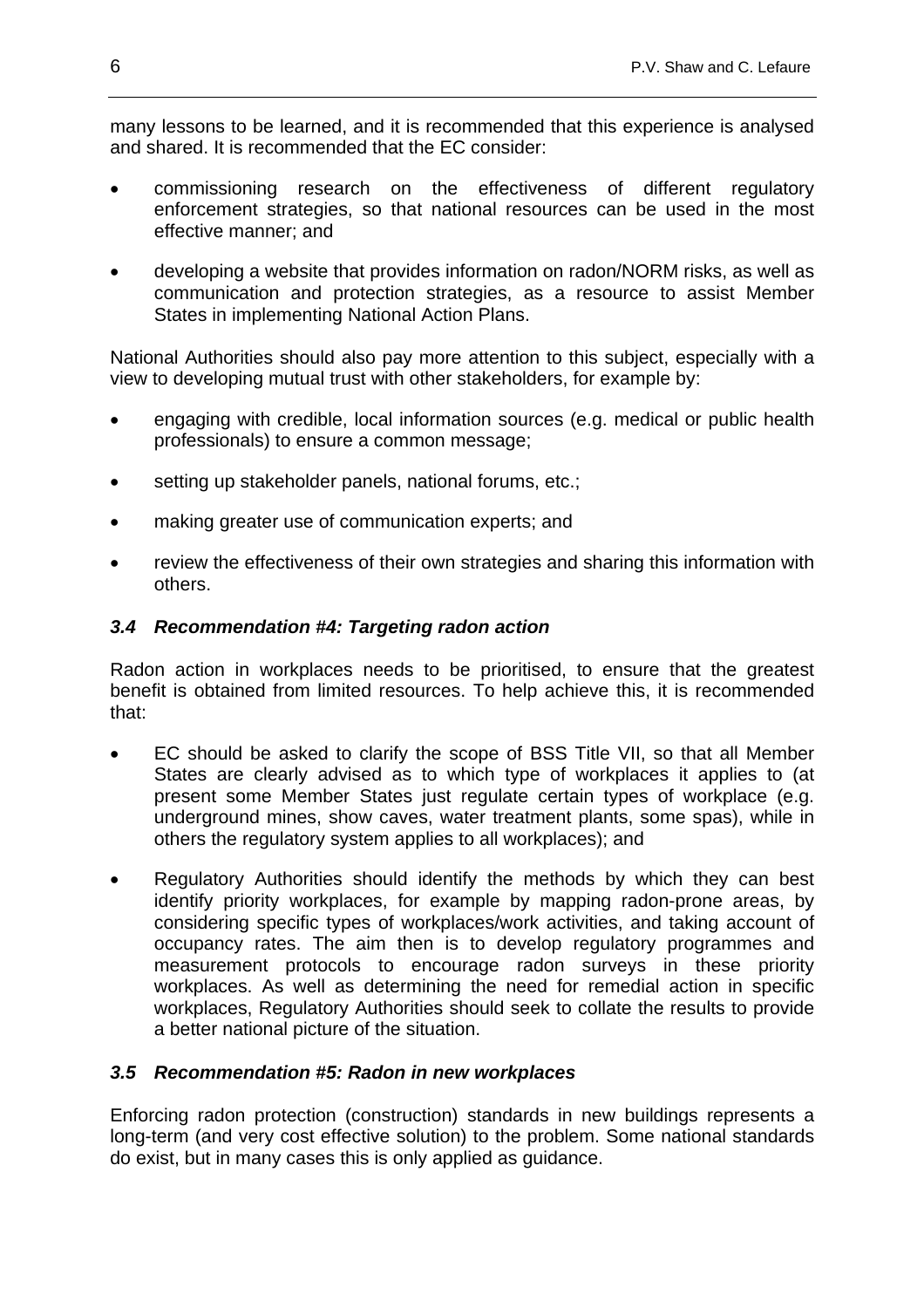many lessons to be learned, and it is recommended that this experience is analysed and shared. It is recommended that the EC consider:

- commissioning research on the effectiveness of different regulatory enforcement strategies, so that national resources can be used in the most effective manner; and
- developing a website that provides information on radon/NORM risks, as well as communication and protection strategies, as a resource to assist Member States in implementing National Action Plans.

National Authorities should also pay more attention to this subject, especially with a view to developing mutual trust with other stakeholders, for example by:

- engaging with credible, local information sources (e.g. medical or public health professionals) to ensure a common message;
- setting up stakeholder panels, national forums, etc.;
- making greater use of communication experts; and
- review the effectiveness of their own strategies and sharing this information with others.

### *3.4 Recommendation #4: Targeting radon action*

Radon action in workplaces needs to be prioritised, to ensure that the greatest benefit is obtained from limited resources. To help achieve this, it is recommended that:

- EC should be asked to clarify the scope of BSS Title VII, so that all Member States are clearly advised as to which type of workplaces it applies to (at present some Member States just regulate certain types of workplace (e.g. underground mines, show caves, water treatment plants, some spas), while in others the regulatory system applies to all workplaces); and
- Regulatory Authorities should identify the methods by which they can best identify priority workplaces, for example by mapping radon-prone areas, by considering specific types of workplaces/work activities, and taking account of occupancy rates. The aim then is to develop regulatory programmes and measurement protocols to encourage radon surveys in these priority workplaces. As well as determining the need for remedial action in specific workplaces, Regulatory Authorities should seek to collate the results to provide a better national picture of the situation.

### *3.5 Recommendation #5: Radon in new workplaces*

Enforcing radon protection (construction) standards in new buildings represents a long-term (and very cost effective solution) to the problem. Some national standards do exist, but in many cases this is only applied as guidance.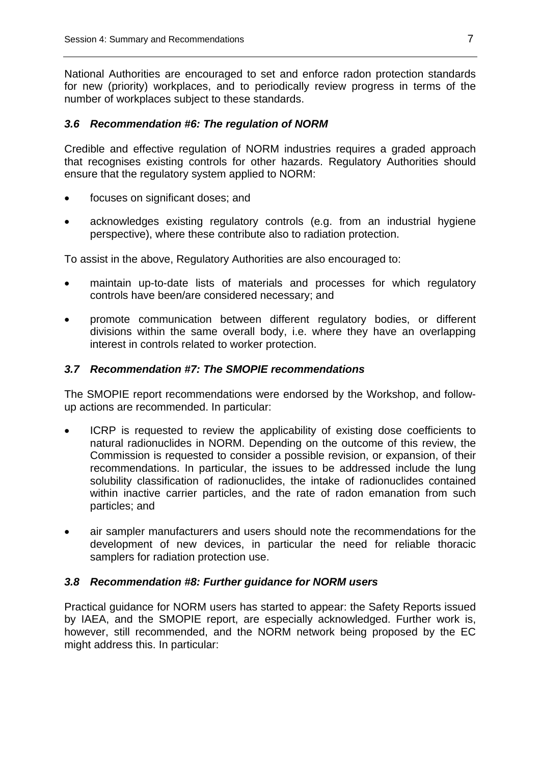National Authorities are encouraged to set and enforce radon protection standards for new (priority) workplaces, and to periodically review progress in terms of the number of workplaces subject to these standards.

### *3.6 Recommendation #6: The regulation of NORM*

Credible and effective regulation of NORM industries requires a graded approach that recognises existing controls for other hazards. Regulatory Authorities should ensure that the regulatory system applied to NORM:

- focuses on significant doses; and
- acknowledges existing regulatory controls (e.g. from an industrial hygiene perspective), where these contribute also to radiation protection.

To assist in the above, Regulatory Authorities are also encouraged to:

- maintain up-to-date lists of materials and processes for which regulatory controls have been/are considered necessary; and
- promote communication between different regulatory bodies, or different divisions within the same overall body, i.e. where they have an overlapping interest in controls related to worker protection.

### *3.7 Recommendation #7: The SMOPIE recommendations*

The SMOPIE report recommendations were endorsed by the Workshop, and follow-up actions are recommended. In particular:

- ICRP is requested to review the applicability of existing dose coefficients to natural radionuclides in NORM. Depending on the outcome of this review, the Commission is requested to consider a possible revision, or expansion, of their recommendations. In particular, the issues to be addressed include the lung solubility classification of radionuclides, the intake of radionuclides contained within inactive carrier particles, and the rate of radon emanation from such particles; and
- air sampler manufacturers and users should note the recommendations for the development of new devices, in particular the need for reliable thoracic samplers for radiation protection use.

### *3.8 Recommendation #8: Further guidance for NORM users*

Practical guidance for NORM users has started to appear: the Safety Reports issued by IAEA, and the SMOPIE report, are especially acknowledged. Further work is, however, still recommended, and the NORM network being proposed by the EC might address this. In particular: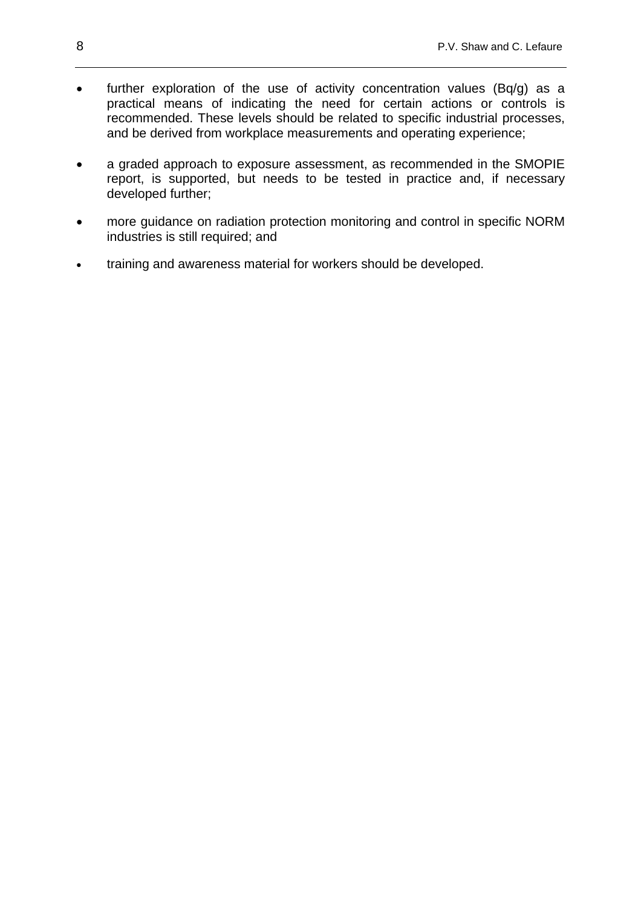- further exploration of the use of activity concentration values (Bq/g) as a practical means of indicating the need for certain actions or controls is recommended. These levels should be related to specific industrial processes, and be derived from workplace measurements and operating experience;
- a graded approach to exposure assessment, as recommended in the SMOPIE report, is supported, but needs to be tested in practice and, if necessary developed further;
- more guidance on radiation protection monitoring and control in specific NORM industries is still required; and
- training and awareness material for workers should be developed.